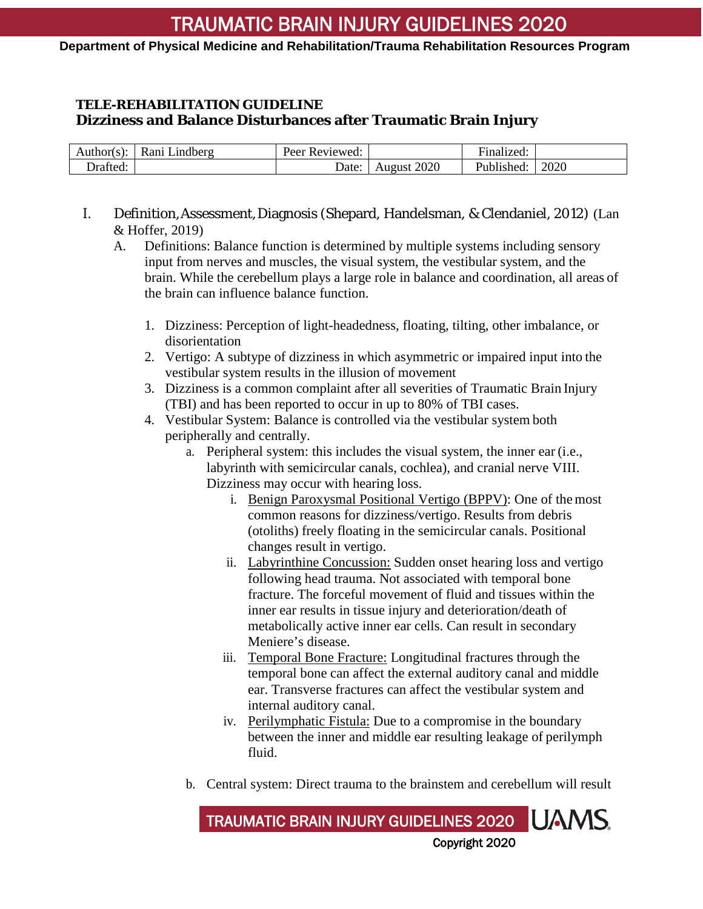**Department of Physical Medicine and Rehabilitation/Trauma Rehabilitation Resources Program**

# TELE-REHABILITATION GUIDELINE
## Dizziness and Balance Disturbances after Traumatic Brain Injury

| Author(s): | Rani Lindberg | Peer Reviewed: | | Finalized: | |
|---|---|---|---|---|---|
| Drafted: | | Date: | August 2020 | Published: | 2020 |

I. Definition, Assessment, Diagnosis (Shepard, Handelsman, & Clendaniel, 2012) (Lan & Hoffer, 2019)

   A. Definitions: Balance function is determined by multiple systems including sensory input from nerves and muscles, the visual system, the vestibular system, and the brain. While the cerebellum plays a large role in balance and coordination, all areas of the brain can influence balance function.

      1. Dizziness: Perception of light-headedness, floating, tilting, other imbalance, or disorientation
      2. Vertigo: A subtype of dizziness in which asymmetric or impaired input into the vestibular system results in the illusion of movement
      3. Dizziness is a common complaint after all severities of Traumatic Brain Injury (TBI) and has been reported to occur in up to 80% of TBI cases.
      4. Vestibular System: Balance is controlled via the vestibular system both peripherally and centrally.
         a. Peripheral system: this includes the visual system, the inner ear (i.e., labyrinth with semicircular canals, cochlea), and cranial nerve VIII. Dizziness may occur with hearing loss.
            i. <u>Benign Paroxysmal Positional Vertigo (BPPV)</u>: One of the most common reasons for dizziness/vertigo. Results from debris (otoliths) freely floating in the semicircular canals. Positional changes result in vertigo.
            ii. <u>Labyrinthine Concussion:</u> Sudden onset hearing loss and vertigo following head trauma. Not associated with temporal bone fracture. The forceful movement of fluid and tissues within the inner ear results in tissue injury and deterioration/death of metabolically active inner ear cells. Can result in secondary Meniere's disease.
            iii. <u>Temporal Bone Fracture:</u> Longitudinal fractures through the temporal bone can affect the external auditory canal and middle ear. Transverse fractures can affect the vestibular system and internal auditory canal.
            iv. <u>Perilymphatic Fistula:</u> Due to a compromise in the boundary between the inner and middle ear resulting leakage of perilymph fluid.

         b. Central system: Direct trauma to the brainstem and cerebellum will result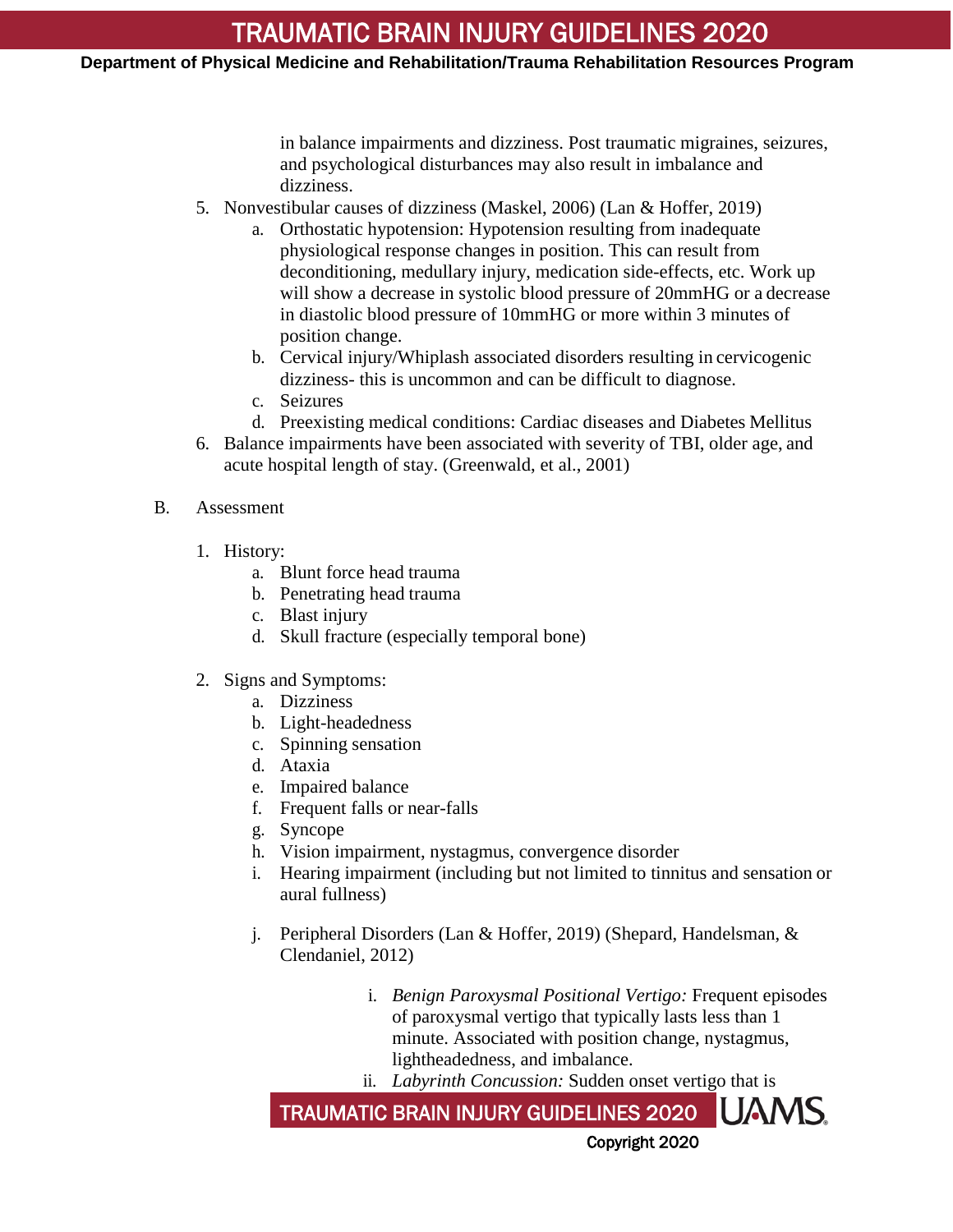in balance impairments and dizziness. Post traumatic migraines, seizures, and psychological disturbances may also result in imbalance and dizziness.

5. Nonvestibular causes of dizziness (Maskel, 2006) (Lan & Hoffer, 2019)
   a. Orthostatic hypotension: Hypotension resulting from inadequate physiological response changes in position. This can result from deconditioning, medullary injury, medication side-effects, etc. Work up will show a decrease in systolic blood pressure of 20mmHG or a decrease in diastolic blood pressure of 10mmHG or more within 3 minutes of position change.
   b. Cervical injury/Whiplash associated disorders resulting in cervicogenic dizziness- this is uncommon and can be difficult to diagnose.
   c. Seizures
   d. Preexisting medical conditions: Cardiac diseases and Diabetes Mellitus
6. Balance impairments have been associated with severity of TBI, older age, and acute hospital length of stay. (Greenwald, et al., 2001)

B. Assessment

1. History:
   a. Blunt force head trauma
   b. Penetrating head trauma
   c. Blast injury
   d. Skull fracture (especially temporal bone)

2. Signs and Symptoms:
   a. Dizziness
   b. Light-headedness
   c. Spinning sensation
   d. Ataxia
   e. Impaired balance
   f. Frequent falls or near-falls
   g. Syncope
   h. Vision impairment, nystagmus, convergence disorder
   i. Hearing impairment (including but not limited to tinnitus and sensation or aural fullness)

   j. Peripheral Disorders (Lan & Hoffer, 2019) (Shepard, Handelsman, & Clendaniel, 2012)

      i. *Benign Paroxysmal Positional Vertigo:* Frequent episodes of paroxysmal vertigo that typically lasts less than 1 minute. Associated with position change, nystagmus, lightheadedness, and imbalance.
      ii. *Labyrinth Concussion:* Sudden onset vertigo that is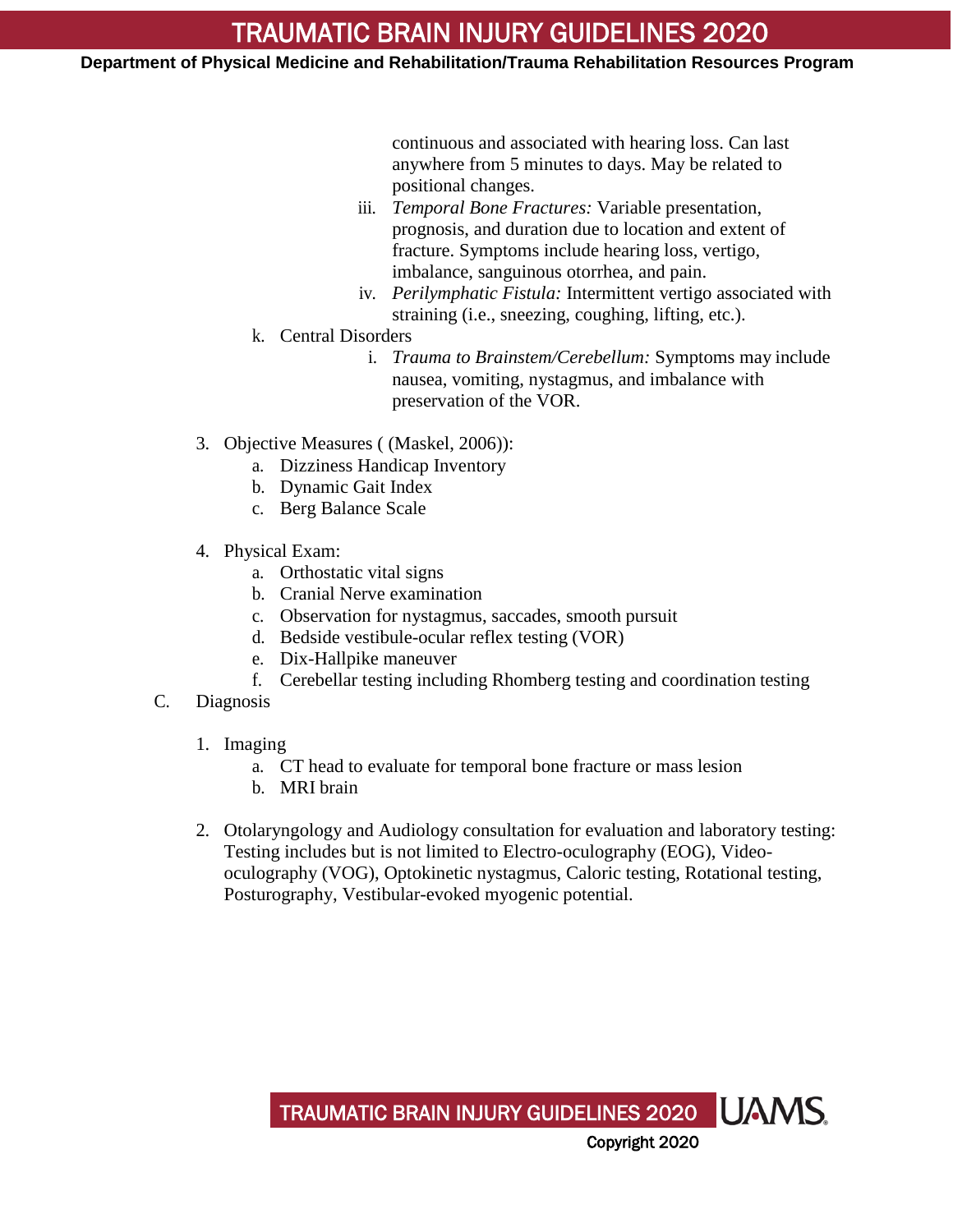continuous and associated with hearing loss. Can last anywhere from 5 minutes to days. May be related to positional changes.

   iii. *Temporal Bone Fractures:* Variable presentation, prognosis, and duration due to location and extent of fracture. Symptoms include hearing loss, vertigo, imbalance, sanguinous otorrhea, and pain.
   iv. *Perilymphatic Fistula:* Intermittent vertigo associated with straining (i.e., sneezing, coughing, lifting, etc.).

k. Central Disorders
   i. *Trauma to Brainstem/Cerebellum:* Symptoms may include nausea, vomiting, nystagmus, and imbalance with preservation of the VOR.

3. Objective Measures ( (Maskel, 2006)):
   a. Dizziness Handicap Inventory
   b. Dynamic Gait Index
   c. Berg Balance Scale

4. Physical Exam:
   a. Orthostatic vital signs
   b. Cranial Nerve examination
   c. Observation for nystagmus, saccades, smooth pursuit
   d. Bedside vestibule-ocular reflex testing (VOR)
   e. Dix-Hallpike maneuver
   f. Cerebellar testing including Rhomberg testing and coordination testing

C. Diagnosis

1. Imaging
   a. CT head to evaluate for temporal bone fracture or mass lesion
   b. MRI brain

2. Otolaryngology and Audiology consultation for evaluation and laboratory testing: Testing includes but is not limited to Electro-oculography (EOG), Video-oculography (VOG), Optokinetic nystagmus, Caloric testing, Rotational testing, Posturography, Vestibular-evoked myogenic potential.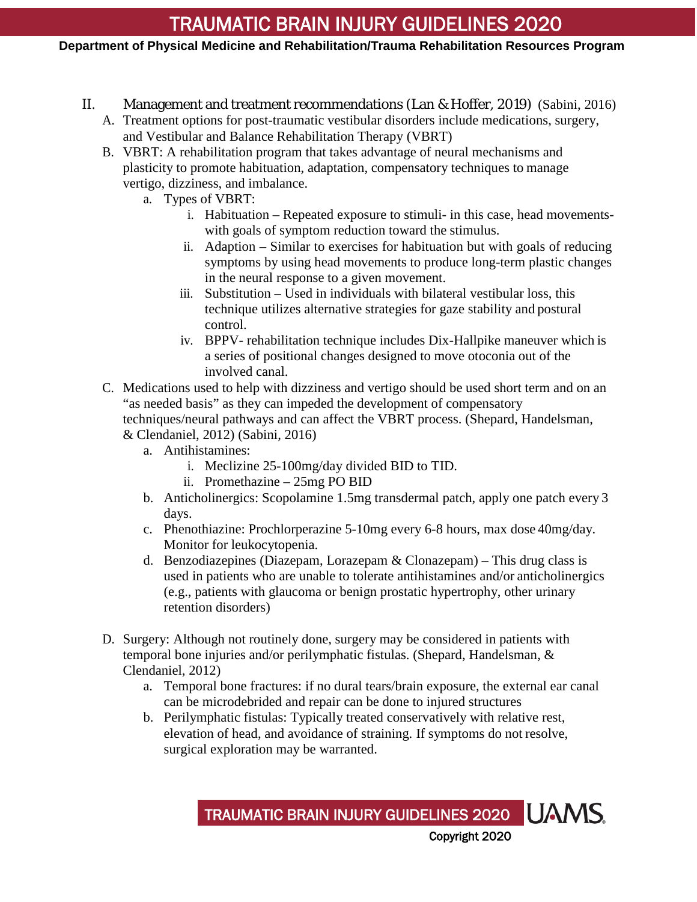II. Management and treatment recommendations (Lan & Hoffer, 2019) (Sabini, 2016)

A. Treatment options for post-traumatic vestibular disorders include medications, surgery, and Vestibular and Balance Rehabilitation Therapy (VBRT)

B. VBRT: A rehabilitation program that takes advantage of neural mechanisms and plasticity to promote habituation, adaptation, compensatory techniques to manage vertigo, dizziness, and imbalance.

   a. Types of VBRT:

      i. Habituation – Repeated exposure to stimuli- in this case, head movements- with goals of symptom reduction toward the stimulus.

      ii. Adaption – Similar to exercises for habituation but with goals of reducing symptoms by using head movements to produce long-term plastic changes in the neural response to a given movement.

      iii. Substitution – Used in individuals with bilateral vestibular loss, this technique utilizes alternative strategies for gaze stability and postural control.

      iv. BPPV- rehabilitation technique includes Dix-Hallpike maneuver which is a series of positional changes designed to move otoconia out of the involved canal.

C. Medications used to help with dizziness and vertigo should be used short term and on an "as needed basis" as they can impeded the development of compensatory techniques/neural pathways and can affect the VBRT process. (Shepard, Handelsman, & Clendaniel, 2012) (Sabini, 2016)

   a. Antihistamines:

      i. Meclizine 25-100mg/day divided BID to TID.

      ii. Promethazine – 25mg PO BID

   b. Anticholinergics: Scopolamine 1.5mg transdermal patch, apply one patch every 3 days.

   c. Phenothiazine: Prochlorperazine 5-10mg every 6-8 hours, max dose 40mg/day. Monitor for leukocytopenia.

   d. Benzodiazepines (Diazepam, Lorazepam & Clonazepam) – This drug class is used in patients who are unable to tolerate antihistamines and/or anticholinergics (e.g., patients with glaucoma or benign prostatic hypertrophy, other urinary retention disorders)

D. Surgery: Although not routinely done, surgery may be considered in patients with temporal bone injuries and/or perilymphatic fistulas. (Shepard, Handelsman, & Clendaniel, 2012)

   a. Temporal bone fractures: if no dural tears/brain exposure, the external ear canal can be microdebrided and repair can be done to injured structures

   b. Perilymphatic fistulas: Typically treated conservatively with relative rest, elevation of head, and avoidance of straining. If symptoms do not resolve, surgical exploration may be warranted.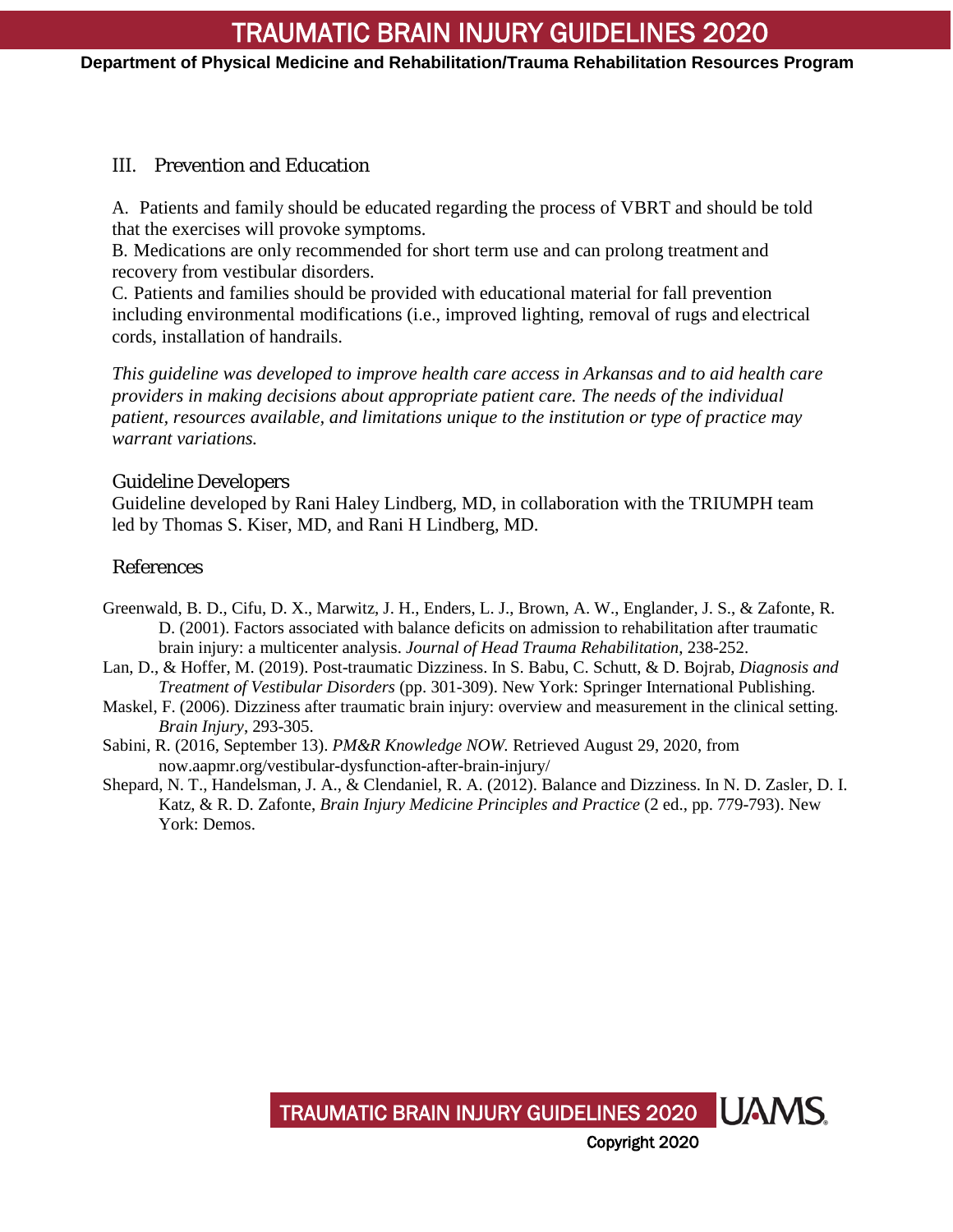## III. Prevention and Education

A. Patients and family should be educated regarding the process of VBRT and should be told that the exercises will provoke symptoms.
B. Medications are only recommended for short term use and can prolong treatment and recovery from vestibular disorders.
C. Patients and families should be provided with educational material for fall prevention including environmental modifications (i.e., improved lighting, removal of rugs and electrical cords, installation of handrails.

*This guideline was developed to improve health care access in Arkansas and to aid health care providers in making decisions about appropriate patient care. The needs of the individual patient, resources available, and limitations unique to the institution or type of practice may warrant variations.*

## Guideline Developers

Guideline developed by Rani Haley Lindberg, MD, in collaboration with the TRIUMPH team led by Thomas S. Kiser, MD, and Rani H Lindberg, MD.

## References

Greenwald, B. D., Cifu, D. X., Marwitz, J. H., Enders, L. J., Brown, A. W., Englander, J. S., & Zafonte, R. D. (2001). Factors associated with balance deficits on admission to rehabilitation after traumatic brain injury: a multicenter analysis. *Journal of Head Trauma Rehabilitation*, 238-252.

Lan, D., & Hoffer, M. (2019). Post-traumatic Dizziness. In S. Babu, C. Schutt, & D. Bojrab, *Diagnosis and Treatment of Vestibular Disorders* (pp. 301-309). New York: Springer International Publishing.

Maskel, F. (2006). Dizziness after traumatic brain injury: overview and measurement in the clinical setting. *Brain Injury*, 293-305.

Sabini, R. (2016, September 13). *PM&R Knowledge NOW.* Retrieved August 29, 2020, from now.aapmr.org/vestibular-dysfunction-after-brain-injury/

Shepard, N. T., Handelsman, J. A., & Clendaniel, R. A. (2012). Balance and Dizziness. In N. D. Zasler, D. I. Katz, & R. D. Zafonte, *Brain Injury Medicine Principles and Practice* (2 ed., pp. 779-793). New York: Demos.